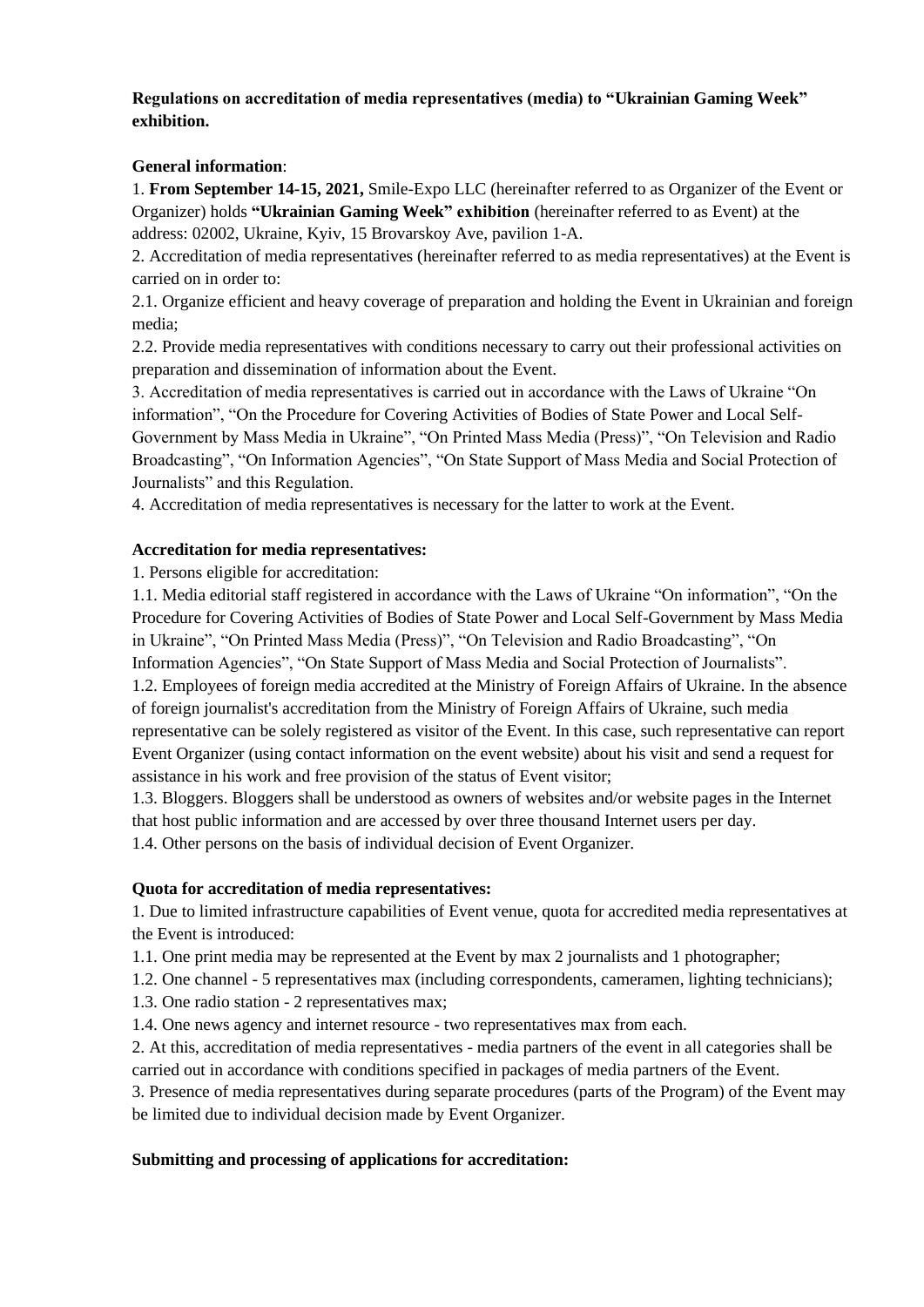**Regulations on accreditation of media representatives (media) to "Ukrainian Gaming Week" exhibition.**

**General information**:

1. **From September 14-15, 2021,** Smile-Expo LLC (hereinafter referred to as Organizer of the Event or Organizer) holds **"Ukrainian Gaming Week" exhibition** (hereinafter referred to as Event) at the address: 02002, Ukraine, Kyiv, 15 Brovarskoy Ave, pavilion 1-A.
2. Accreditation of media representatives (hereinafter referred to as media representatives) at the Event is carried on in order to:

2.1. Organize efficient and heavy coverage of preparation and holding the Event in Ukrainian and foreign media;

2.2. Provide media representatives with conditions necessary to carry out their professional activities on preparation and dissemination of information about the Event.

3. Accreditation of media representatives is carried out in accordance with the Laws of Ukraine "On information", "On the Procedure for Covering Activities of Bodies of State Power and Local Self-Government by Mass Media in Ukraine", "On Printed Mass Media (Press)", "On Television and Radio Broadcasting", "On Information Agencies", "On State Support of Mass Media and Social Protection of Journalists" and this Regulation.
4. Accreditation of media representatives is necessary for the latter to work at the Event.

**Accreditation for media representatives:**

1. Persons eligible for accreditation:

1.1. Media editorial staff registered in accordance with the Laws of Ukraine "On information", "On the Procedure for Covering Activities of Bodies of State Power and Local Self-Government by Mass Media in Ukraine", "On Printed Mass Media (Press)", "On Television and Radio Broadcasting", "On Information Agencies", "On State Support of Mass Media and Social Protection of Journalists".

1.2. Employees of foreign media accredited at the Ministry of Foreign Affairs of Ukraine. In the absence of foreign journalist's accreditation from the Ministry of Foreign Affairs of Ukraine, such media representative can be solely registered as visitor of the Event. In this case, such representative can report Event Organizer (using contact information on the event website) about his visit and send a request for assistance in his work and free provision of the status of Event visitor;

1.3. Bloggers. Bloggers shall be understood as owners of websites and/or website pages in the Internet that host public information and are accessed by over three thousand Internet users per day.

1.4. Other persons on the basis of individual decision of Event Organizer.

**Quota for accreditation of media representatives:**

1. Due to limited infrastructure capabilities of Event venue, quota for accredited media representatives at the Event is introduced:

1.1. One print media may be represented at the Event by max 2 journalists and 1 photographer;

1.2. One channel - 5 representatives max (including correspondents, cameramen, lighting technicians);

1.3. One radio station - 2 representatives max;

1.4. One news agency and internet resource - two representatives max from each.

2. At this, accreditation of media representatives - media partners of the event in all categories shall be carried out in accordance with conditions specified in packages of media partners of the Event.
3. Presence of media representatives during separate procedures (parts of the Program) of the Event may be limited due to individual decision made by Event Organizer.

**Submitting and processing of applications for accreditation:**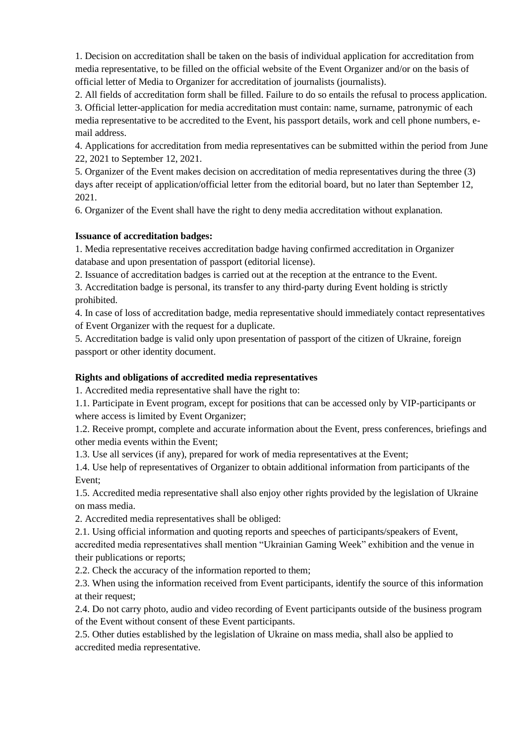1. Decision on accreditation shall be taken on the basis of individual application for accreditation from media representative, to be filled on the official website of the Event Organizer and/or on the basis of official letter of Media to Organizer for accreditation of journalists (journalists).

2. All fields of accreditation form shall be filled. Failure to do so entails the refusal to process application.

3. Official letter-application for media accreditation must contain: name, surname, patronymic of each media representative to be accredited to the Event, his passport details, work and cell phone numbers, e-mail address.

4. Applications for accreditation from media representatives can be submitted within the period from June 22, 2021 to September 12, 2021.

5. Organizer of the Event makes decision on accreditation of media representatives during the three (3) days after receipt of application/official letter from the editorial board, but no later than September 12, 2021.

6. Organizer of the Event shall have the right to deny media accreditation without explanation.

**Issuance of accreditation badges:**

1. Media representative receives accreditation badge having confirmed accreditation in Organizer database and upon presentation of passport (editorial license).

2. Issuance of accreditation badges is carried out at the reception at the entrance to the Event.

3. Accreditation badge is personal, its transfer to any third-party during Event holding is strictly prohibited.

4. In case of loss of accreditation badge, media representative should immediately contact representatives of Event Organizer with the request for a duplicate.

5. Accreditation badge is valid only upon presentation of passport of the citizen of Ukraine, foreign passport or other identity document.

**Rights and obligations of accredited media representatives**

1. Accredited media representative shall have the right to:

1.1. Participate in Event program, except for positions that can be accessed only by VIP-participants or where access is limited by Event Organizer;

1.2. Receive prompt, complete and accurate information about the Event, press conferences, briefings and other media events within the Event;

1.3. Use all services (if any), prepared for work of media representatives at the Event;

1.4. Use help of representatives of Organizer to obtain additional information from participants of the Event;

1.5. Accredited media representative shall also enjoy other rights provided by the legislation of Ukraine on mass media.

2. Accredited media representatives shall be obliged:

2.1. Using official information and quoting reports and speeches of participants/speakers of Event, accredited media representatives shall mention "Ukrainian Gaming Week" exhibition and the venue in their publications or reports;

2.2. Check the accuracy of the information reported to them;

2.3. When using the information received from Event participants, identify the source of this information at their request;

2.4. Do not carry photo, audio and video recording of Event participants outside of the business program of the Event without consent of these Event participants.

2.5. Other duties established by the legislation of Ukraine on mass media, shall also be applied to accredited media representative.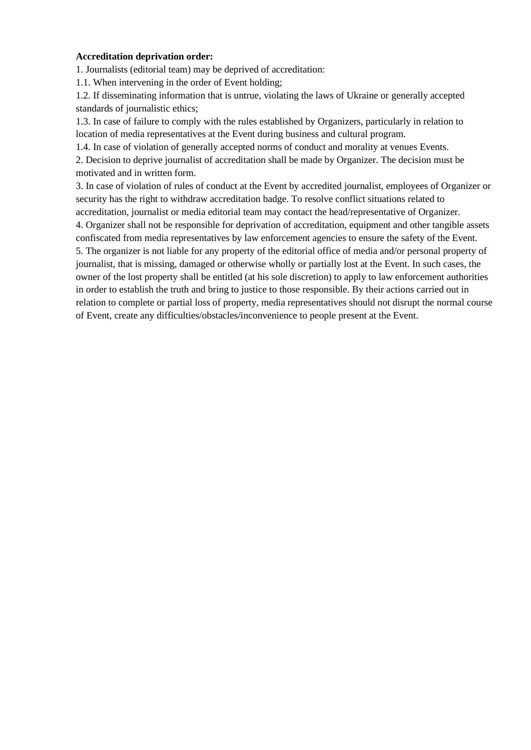**Accreditation deprivation order:**

1. Journalists (editorial team) may be deprived of accreditation:

1.1. When intervening in the order of Event holding;

1.2. If disseminating information that is untrue, violating the laws of Ukraine or generally accepted standards of journalistic ethics;

1.3. In case of failure to comply with the rules established by Organizers, particularly in relation to location of media representatives at the Event during business and cultural program.

1.4. In case of violation of generally accepted norms of conduct and morality at venues Events.

2. Decision to deprive journalist of accreditation shall be made by Organizer. The decision must be motivated and in written form.

3. In case of violation of rules of conduct at the Event by accredited journalist, employees of Organizer or security has the right to withdraw accreditation badge. To resolve conflict situations related to accreditation, journalist or media editorial team may contact the head/representative of Organizer.

4. Organizer shall not be responsible for deprivation of accreditation, equipment and other tangible assets confiscated from media representatives by law enforcement agencies to ensure the safety of the Event.

5. The organizer is not liable for any property of the editorial office of media and/or personal property of journalist, that is missing, damaged or otherwise wholly or partially lost at the Event. In such cases, the owner of the lost property shall be entitled (at his sole discretion) to apply to law enforcement authorities in order to establish the truth and bring to justice to those responsible. By their actions carried out in relation to complete or partial loss of property, media representatives should not disrupt the normal course of Event, create any difficulties/obstacles/inconvenience to people present at the Event.